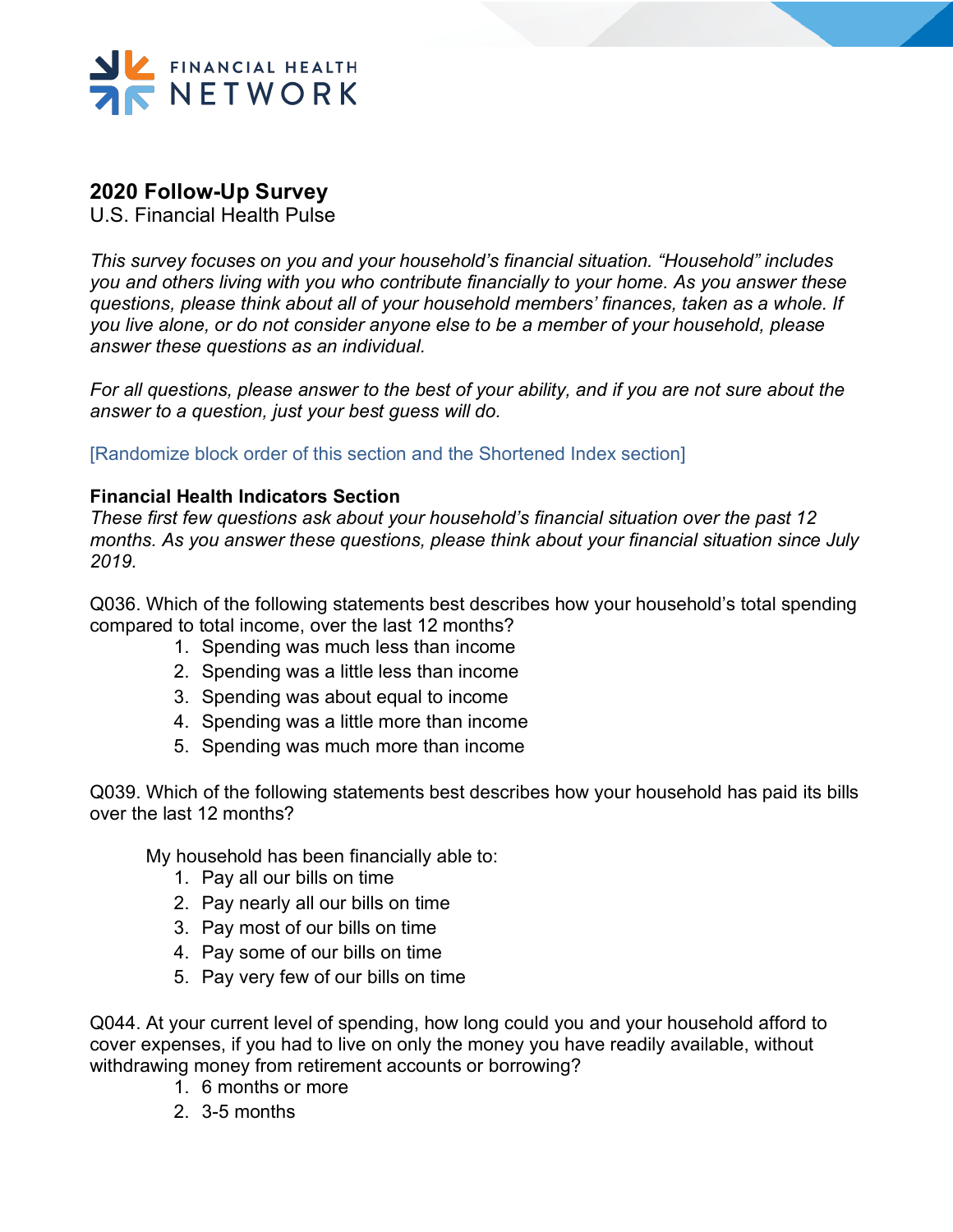FINANCIAL HEALTH NETWORK

# 2020 Follow-Up Survey

U.S. Financial Health Pulse

*This survey focuses on you and your household's financial situation. "Household" includes you and others living with you who contribute financially to your home. As you answer these questions, please think about all of your household members' finances, taken as a whole. If you live alone, or do not consider anyone else to be a member of your household, please answer these questions as an individual.*

*For all questions, please answer to the best of your ability, and if you are not sure about the answer to a question, just your best guess will do.*

[Randomize block order of this section and the Shortened Index section]

**Financial Health Indicators Section**

*These first few questions ask about your household's financial situation over the past 12 months. As you answer these questions, please think about your financial situation since July 2019.*

Q036. Which of the following statements best describes how your household's total spending compared to total income, over the last 12 months?

1. Spending was much less than income
2. Spending was a little less than income
3. Spending was about equal to income
4. Spending was a little more than income
5. Spending was much more than income

Q039. Which of the following statements best describes how your household has paid its bills over the last 12 months?

My household has been financially able to:

1. Pay all our bills on time
2. Pay nearly all our bills on time
3. Pay most of our bills on time
4. Pay some of our bills on time
5. Pay very few of our bills on time

Q044. At your current level of spending, how long could you and your household afford to cover expenses, if you had to live on only the money you have readily available, without withdrawing money from retirement accounts or borrowing?

1. 6 months or more
2. 3-5 months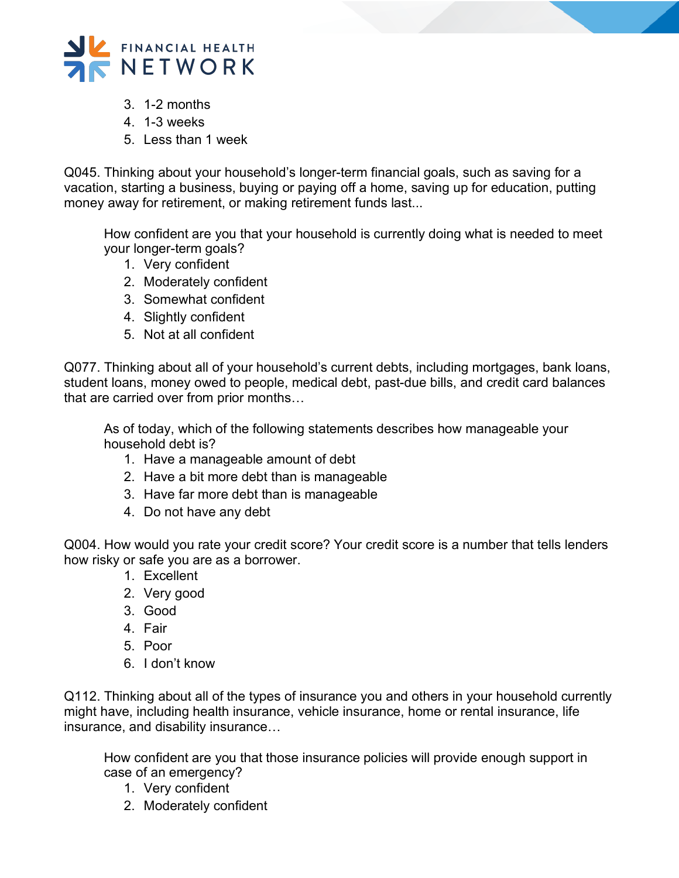3. 1-2 months
4. 1-3 weeks
5. Less than 1 week

Q045. Thinking about your household's longer-term financial goals, such as saving for a vacation, starting a business, buying or paying off a home, saving up for education, putting money away for retirement, or making retirement funds last...

How confident are you that your household is currently doing what is needed to meet your longer-term goals?

1. Very confident
2. Moderately confident
3. Somewhat confident
4. Slightly confident
5. Not at all confident

Q077. Thinking about all of your household's current debts, including mortgages, bank loans, student loans, money owed to people, medical debt, past-due bills, and credit card balances that are carried over from prior months…

As of today, which of the following statements describes how manageable your household debt is?

1. Have a manageable amount of debt
2. Have a bit more debt than is manageable
3. Have far more debt than is manageable
4. Do not have any debt

Q004. How would you rate your credit score? Your credit score is a number that tells lenders how risky or safe you are as a borrower.

1. Excellent
2. Very good
3. Good
4. Fair
5. Poor
6. I don't know

Q112. Thinking about all of the types of insurance you and others in your household currently might have, including health insurance, vehicle insurance, home or rental insurance, life insurance, and disability insurance…

How confident are you that those insurance policies will provide enough support in case of an emergency?

1. Very confident
2. Moderately confident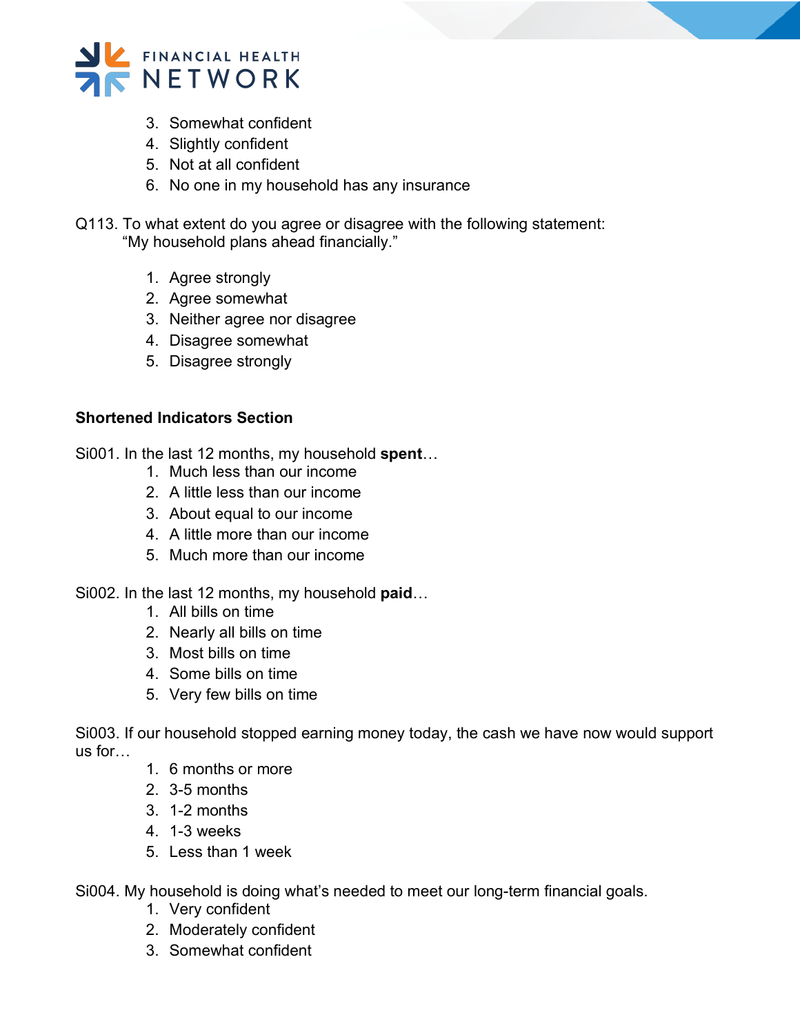3. Somewhat confident
4. Slightly confident
5. Not at all confident
6. No one in my household has any insurance

Q113. To what extent do you agree or disagree with the following statement:
"My household plans ahead financially."

1. Agree strongly
2. Agree somewhat
3. Neither agree nor disagree
4. Disagree somewhat
5. Disagree strongly

**Shortened Indicators Section**

Si001. In the last 12 months, my household **spent**…

1. Much less than our income
2. A little less than our income
3. About equal to our income
4. A little more than our income
5. Much more than our income

Si002. In the last 12 months, my household **paid**…

1. All bills on time
2. Nearly all bills on time
3. Most bills on time
4. Some bills on time
5. Very few bills on time

Si003. If our household stopped earning money today, the cash we have now would support us for…

1. 6 months or more
2. 3-5 months
3. 1-2 months
4. 1-3 weeks
5. Less than 1 week

Si004. My household is doing what's needed to meet our long-term financial goals.

1. Very confident
2. Moderately confident
3. Somewhat confident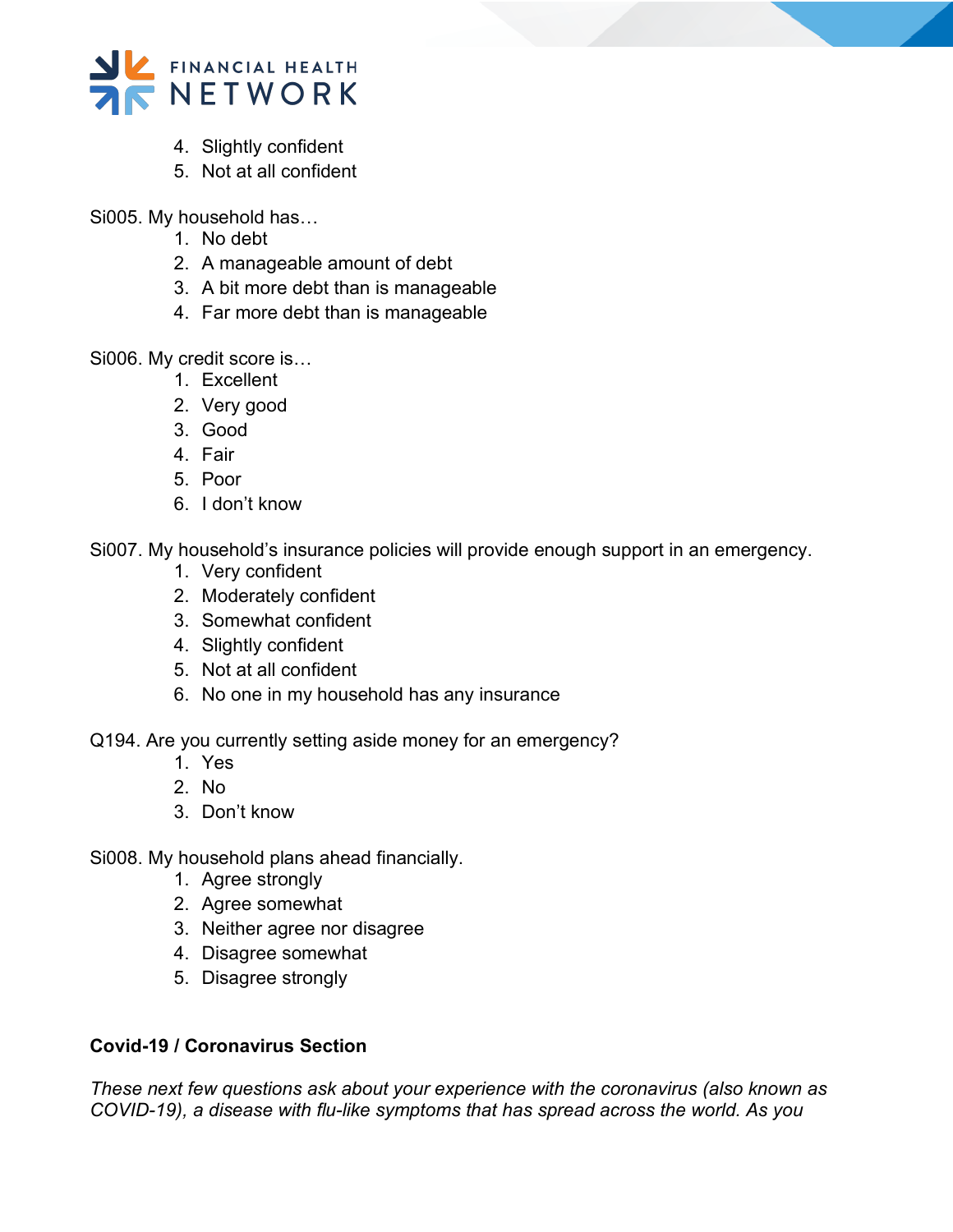4. Slightly confident
5. Not at all confident

Si005. My household has…
1. No debt
2. A manageable amount of debt
3. A bit more debt than is manageable
4. Far more debt than is manageable

Si006. My credit score is…
1. Excellent
2. Very good
3. Good
4. Fair
5. Poor
6. I don't know

Si007. My household's insurance policies will provide enough support in an emergency.
1. Very confident
2. Moderately confident
3. Somewhat confident
4. Slightly confident
5. Not at all confident
6. No one in my household has any insurance

Q194. Are you currently setting aside money for an emergency?
1. Yes
2. No
3. Don't know

Si008. My household plans ahead financially.
1. Agree strongly
2. Agree somewhat
3. Neither agree nor disagree
4. Disagree somewhat
5. Disagree strongly

**Covid-19 / Coronavirus Section**

*These next few questions ask about your experience with the coronavirus (also known as COVID-19), a disease with flu-like symptoms that has spread across the world. As you*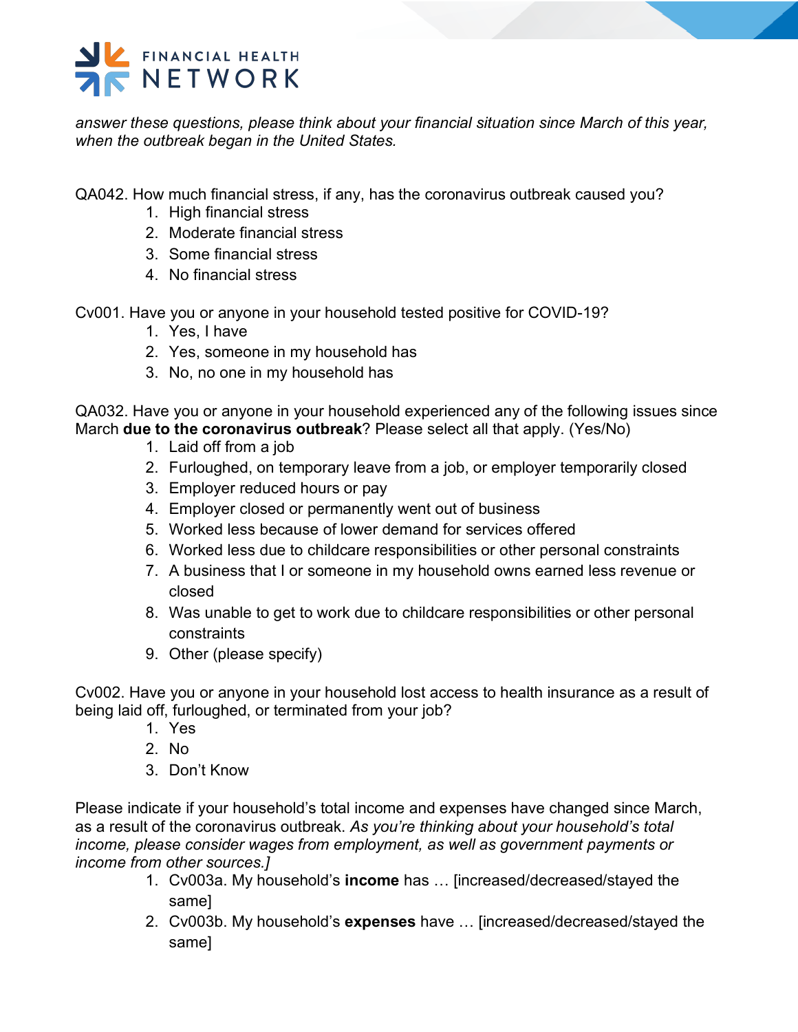*answer these questions, please think about your financial situation since March of this year, when the outbreak began in the United States.*

QA042. How much financial stress, if any, has the coronavirus outbreak caused you?

1. High financial stress
2. Moderate financial stress
3. Some financial stress
4. No financial stress

Cv001. Have you or anyone in your household tested positive for COVID-19?

1. Yes, I have
2. Yes, someone in my household has
3. No, no one in my household has

QA032. Have you or anyone in your household experienced any of the following issues since March **due to the coronavirus outbreak**? Please select all that apply. (Yes/No)

1. Laid off from a job
2. Furloughed, on temporary leave from a job, or employer temporarily closed
3. Employer reduced hours or pay
4. Employer closed or permanently went out of business
5. Worked less because of lower demand for services offered
6. Worked less due to childcare responsibilities or other personal constraints
7. A business that I or someone in my household owns earned less revenue or closed
8. Was unable to get to work due to childcare responsibilities or other personal constraints
9. Other (please specify)

Cv002. Have you or anyone in your household lost access to health insurance as a result of being laid off, furloughed, or terminated from your job?

1. Yes
2. No
3. Don't Know

Please indicate if your household's total income and expenses have changed since March, as a result of the coronavirus outbreak. *As you're thinking about your household's total income, please consider wages from employment, as well as government payments or income from other sources.]*

1. Cv003a. My household's **income** has … [increased/decreased/stayed the same]
2. Cv003b. My household's **expenses** have … [increased/decreased/stayed the same]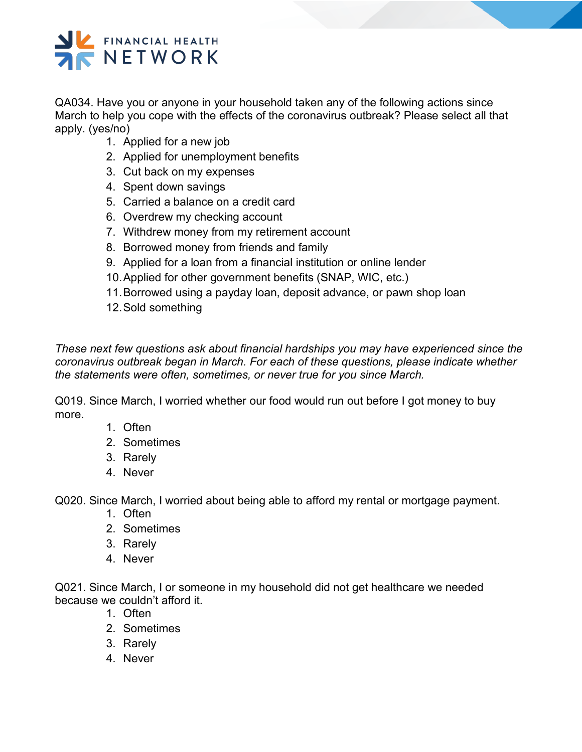QA034. Have you or anyone in your household taken any of the following actions since March to help you cope with the effects of the coronavirus outbreak? Please select all that apply. (yes/no)

1. Applied for a new job
2. Applied for unemployment benefits
3. Cut back on my expenses
4. Spent down savings
5. Carried a balance on a credit card
6. Overdrew my checking account
7. Withdrew money from my retirement account
8. Borrowed money from friends and family
9. Applied for a loan from a financial institution or online lender
10. Applied for other government benefits (SNAP, WIC, etc.)
11. Borrowed using a payday loan, deposit advance, or pawn shop loan
12. Sold something

*These next few questions ask about financial hardships you may have experienced since the coronavirus outbreak began in March. For each of these questions, please indicate whether the statements were often, sometimes, or never true for you since March.*

Q019. Since March, I worried whether our food would run out before I got money to buy more.

1. Often
2. Sometimes
3. Rarely
4. Never

Q020. Since March, I worried about being able to afford my rental or mortgage payment.

1. Often
2. Sometimes
3. Rarely
4. Never

Q021. Since March, I or someone in my household did not get healthcare we needed because we couldn't afford it.

1. Often
2. Sometimes
3. Rarely
4. Never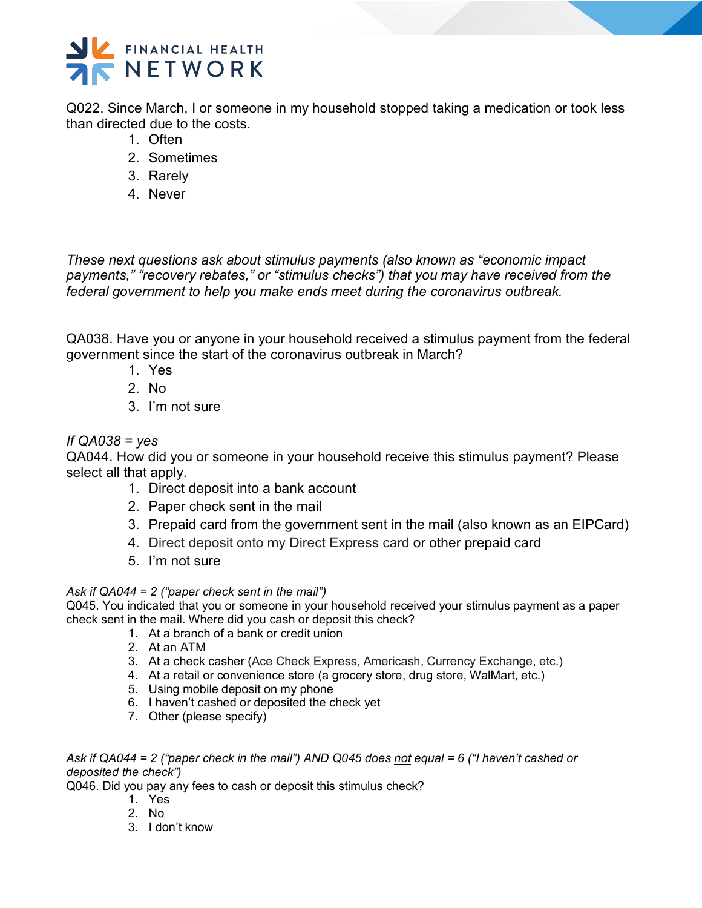Q022. Since March, I or someone in my household stopped taking a medication or took less than directed due to the costs.

1. Often
2. Sometimes
3. Rarely
4. Never

*These next questions ask about stimulus payments (also known as "economic impact payments," "recovery rebates," or "stimulus checks") that you may have received from the federal government to help you make ends meet during the coronavirus outbreak.*

QA038. Have you or anyone in your household received a stimulus payment from the federal government since the start of the coronavirus outbreak in March?

1. Yes
2. No
3. I'm not sure

*If QA038 = yes*

QA044. How did you or someone in your household receive this stimulus payment? Please select all that apply.

1. Direct deposit into a bank account
2. Paper check sent in the mail
3. Prepaid card from the government sent in the mail (also known as an EIPCard)
4. Direct deposit onto my Direct Express card or other prepaid card
5. I'm not sure

*Ask if QA044 = 2 ("paper check sent in the mail")*

Q045. You indicated that you or someone in your household received your stimulus payment as a paper check sent in the mail. Where did you cash or deposit this check?

1. At a branch of a bank or credit union
2. At an ATM
3. At a check casher (Ace Check Express, Americash, Currency Exchange, etc.)
4. At a retail or convenience store (a grocery store, drug store, WalMart, etc.)
5. Using mobile deposit on my phone
6. I haven't cashed or deposited the check yet
7. Other (please specify)

*Ask if QA044 = 2 ("paper check in the mail") AND Q045 does not equal = 6 ("I haven't cashed or deposited the check")*

Q046. Did you pay any fees to cash or deposit this stimulus check?

1. Yes
2. No
3. I don't know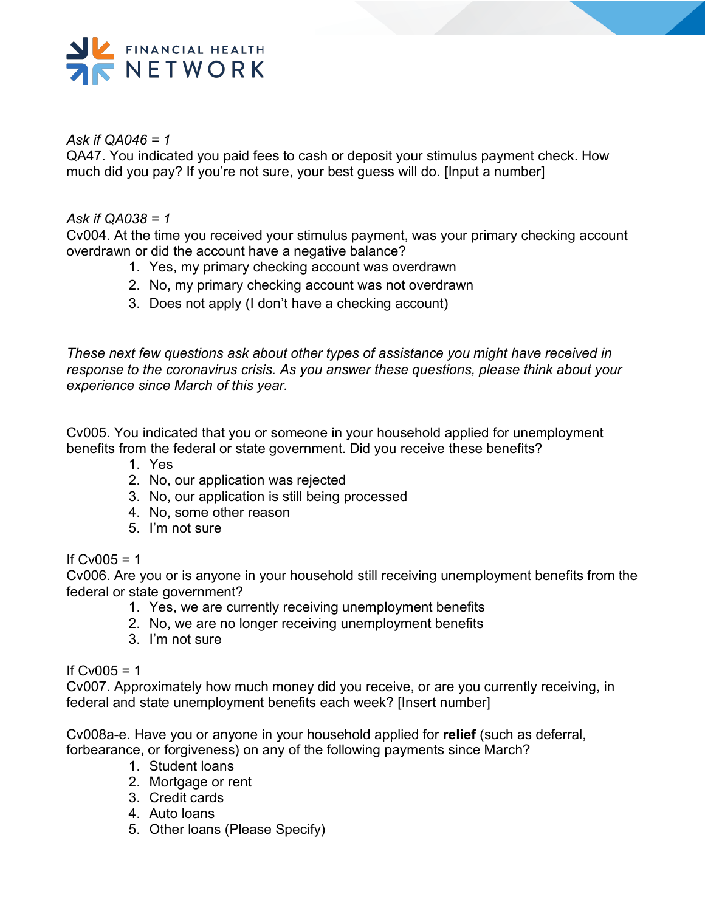*Ask if QA046 = 1*
QA47. You indicated you paid fees to cash or deposit your stimulus payment check. How much did you pay? If you're not sure, your best guess will do. [Input a number]

*Ask if QA038 = 1*
Cv004. At the time you received your stimulus payment, was your primary checking account overdrawn or did the account have a negative balance?

1. Yes, my primary checking account was overdrawn
2. No, my primary checking account was not overdrawn
3. Does not apply (I don't have a checking account)

*These next few questions ask about other types of assistance you might have received in response to the coronavirus crisis. As you answer these questions, please think about your experience since March of this year.*

Cv005. You indicated that you or someone in your household applied for unemployment benefits from the federal or state government. Did you receive these benefits?

1. Yes
2. No, our application was rejected
3. No, our application is still being processed
4. No, some other reason
5. I'm not sure

If Cv005 = 1
Cv006. Are you or is anyone in your household still receiving unemployment benefits from the federal or state government?

1. Yes, we are currently receiving unemployment benefits
2. No, we are no longer receiving unemployment benefits
3. I'm not sure

If Cv005 = 1
Cv007. Approximately how much money did you receive, or are you currently receiving, in federal and state unemployment benefits each week? [Insert number]

Cv008a-e. Have you or anyone in your household applied for **relief** (such as deferral, forbearance, or forgiveness) on any of the following payments since March?

1. Student loans
2. Mortgage or rent
3. Credit cards
4. Auto loans
5. Other loans (Please Specify)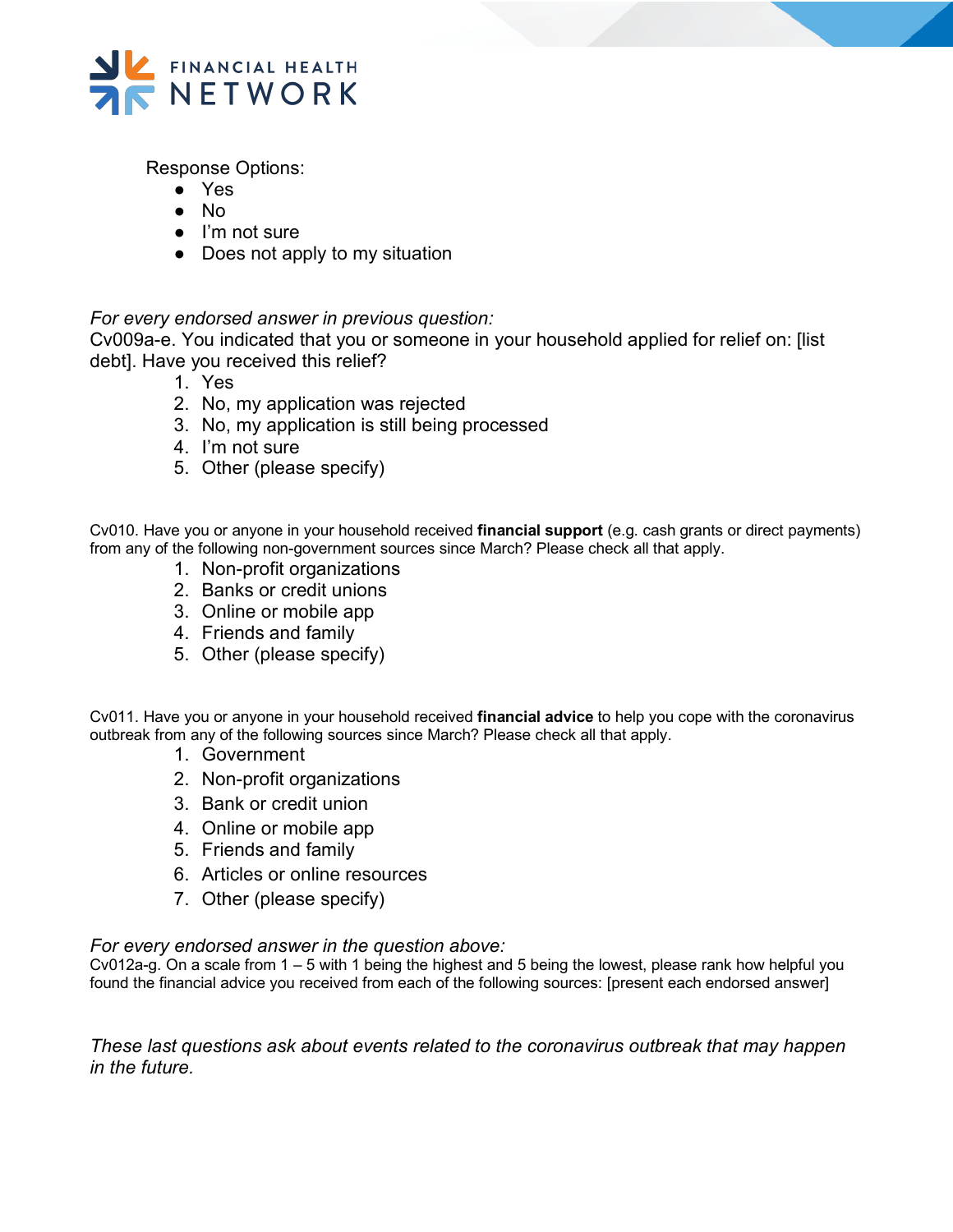Response Options:

- Yes
- No
- I'm not sure
- Does not apply to my situation

*For every endorsed answer in previous question:*

Cv009a-e. You indicated that you or someone in your household applied for relief on: [list debt]. Have you received this relief?

1. Yes
2. No, my application was rejected
3. No, my application is still being processed
4. I'm not sure
5. Other (please specify)

Cv010. Have you or anyone in your household received **financial support** (e.g. cash grants or direct payments) from any of the following non-government sources since March? Please check all that apply.

1. Non-profit organizations
2. Banks or credit unions
3. Online or mobile app
4. Friends and family
5. Other (please specify)

Cv011. Have you or anyone in your household received **financial advice** to help you cope with the coronavirus outbreak from any of the following sources since March? Please check all that apply.

1. Government
2. Non-profit organizations
3. Bank or credit union
4. Online or mobile app
5. Friends and family
6. Articles or online resources
7. Other (please specify)

*For every endorsed answer in the question above:*

Cv012a-g. On a scale from 1 – 5 with 1 being the highest and 5 being the lowest, please rank how helpful you found the financial advice you received from each of the following sources: [present each endorsed answer]

*These last questions ask about events related to the coronavirus outbreak that may happen in the future.*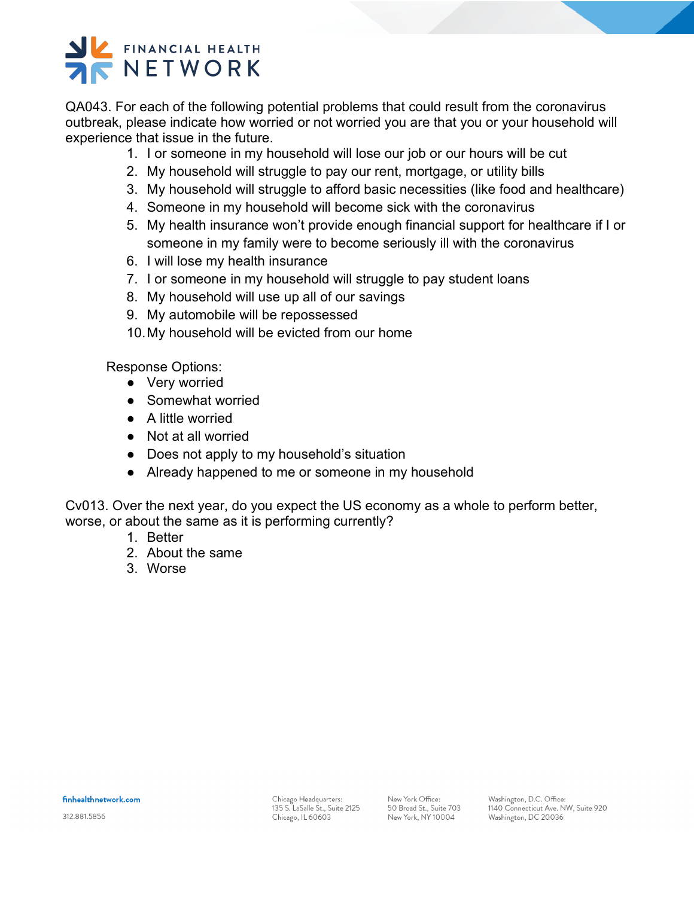QA043. For each of the following potential problems that could result from the coronavirus outbreak, please indicate how worried or not worried you are that you or your household will experience that issue in the future.

1. I or someone in my household will lose our job or our hours will be cut
2. My household will struggle to pay our rent, mortgage, or utility bills
3. My household will struggle to afford basic necessities (like food and healthcare)
4. Someone in my household will become sick with the coronavirus
5. My health insurance won't provide enough financial support for healthcare if I or someone in my family were to become seriously ill with the coronavirus
6. I will lose my health insurance
7. I or someone in my household will struggle to pay student loans
8. My household will use up all of our savings
9. My automobile will be repossessed
10. My household will be evicted from our home

Response Options:

- Very worried
- Somewhat worried
- A little worried
- Not at all worried
- Does not apply to my household's situation
- Already happened to me or someone in my household

Cv013. Over the next year, do you expect the US economy as a whole to perform better, worse, or about the same as it is performing currently?

1. Better
2. About the same
3. Worse